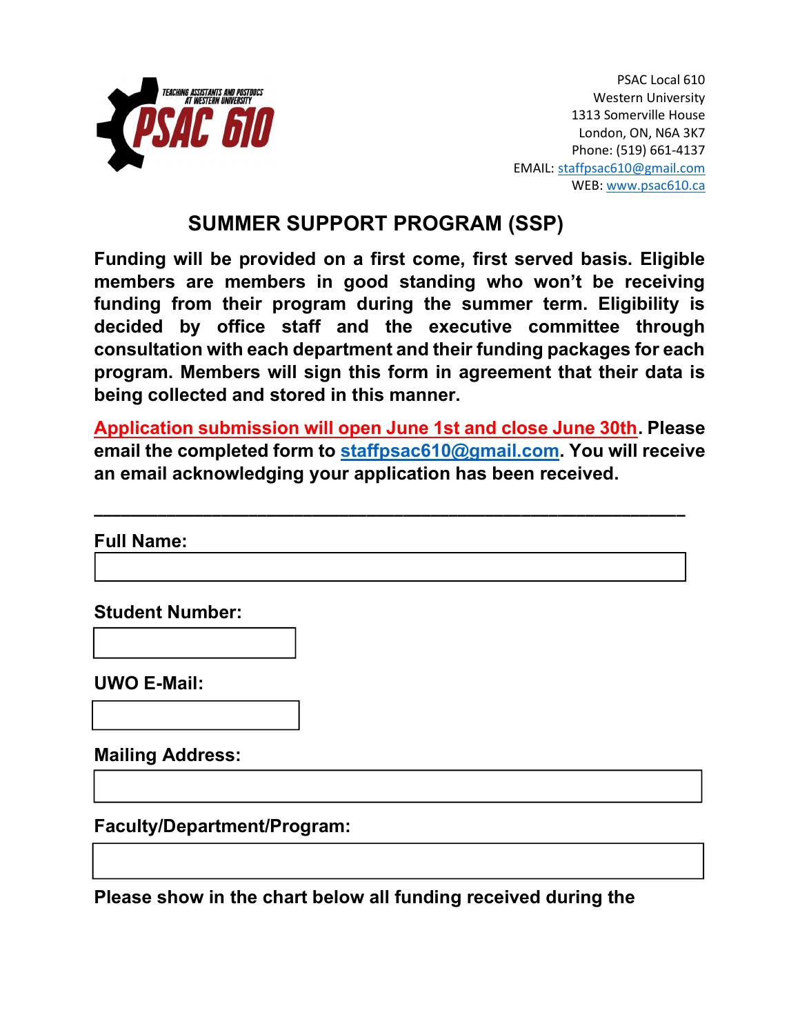TEACHING ASSISTANTS AND POSTDOCS AT WESTERN UNIVERSITY

PSAC 610

PSAC Local 610
Western University
1313 Somerville House
London, ON, N6A 3K7
Phone: (519) 661-4137
EMAIL: staffpsac610@gmail.com
WEB: www.psac610.ca

# SUMMER SUPPORT PROGRAM (SSP)

**Funding will be provided on a first come, first served basis. Eligible members are members in good standing who won't be receiving funding from their program during the summer term. Eligibility is decided by office staff and the executive committee through consultation with each department and their funding packages for each program. Members will sign this form in agreement that their data is being collected and stored in this manner.**

**Application submission will open June 1st and close June 30th. Please email the completed form to staffpsac610@gmail.com. You will receive an email acknowledging your application has been received.**

---

**Full Name:**

**Student Number:**

**UWO E-Mail:**

**Mailing Address:**

**Faculty/Department/Program:**

**Please show in the chart below all funding received during the**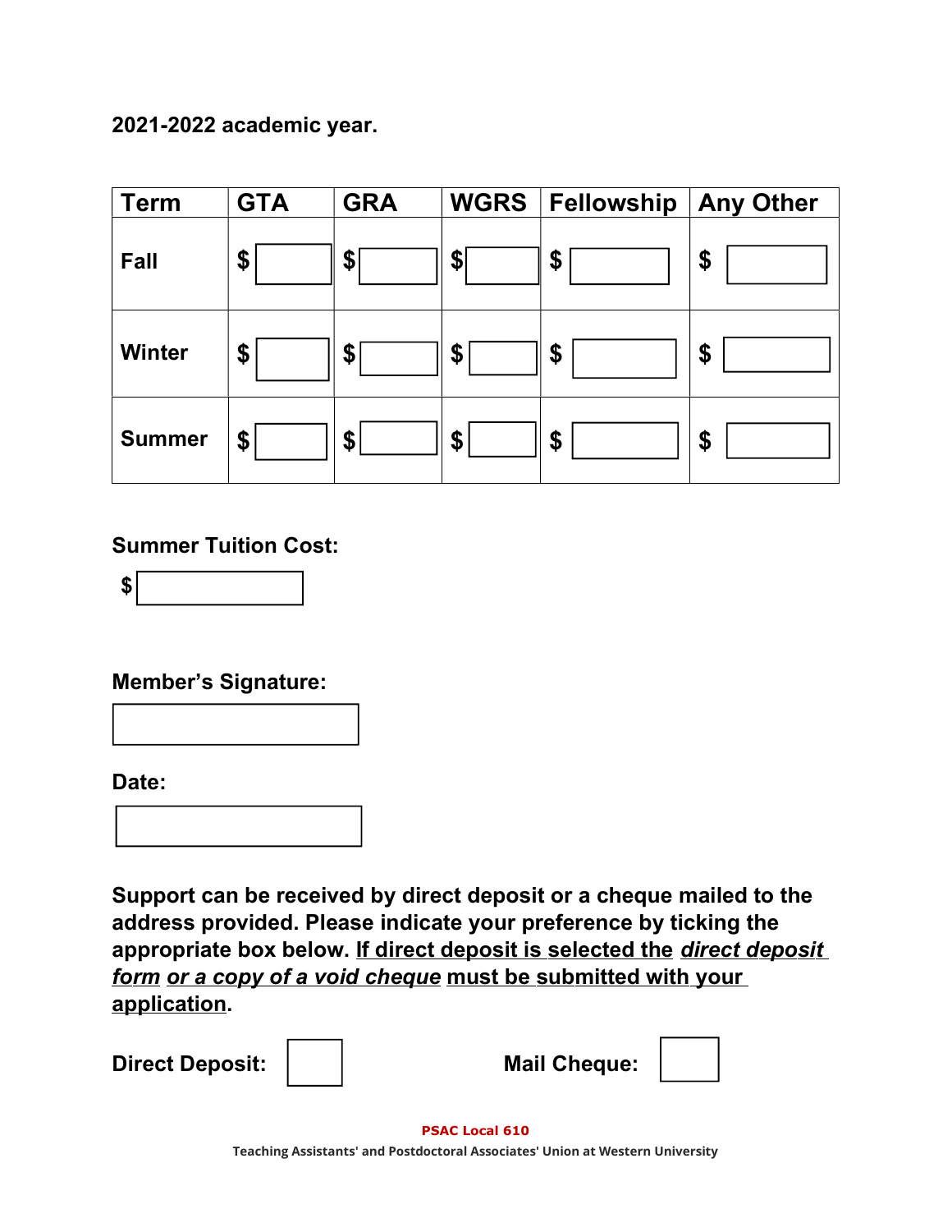**2021-2022 academic year.**

| Term | GTA | GRA | WGRS | Fellowship | Any Other |
|---|---|---|---|---|---|
| **Fall** | $ | $ | $ | $ | $ |
| **Winter** | $ | $ | $ | $ | $ |
| **Summer** | $ | $ | $ | $ | $ |

**Summer Tuition Cost:**

$

**Member's Signature:**

**Date:**

**Support can be received by direct deposit or a cheque mailed to the address provided. Please indicate your preference by ticking the appropriate box below. <u>If direct deposit is selected the</u> <u>*direct deposit form*</u> <u>*or a copy of a void cheque*</u> <u>must be submitted with your application</u>.**

**Direct Deposit:** ☐ **Mail Cheque:** ☐

PSAC Local 610

Teaching Assistants' and Postdoctoral Associates' Union at Western University